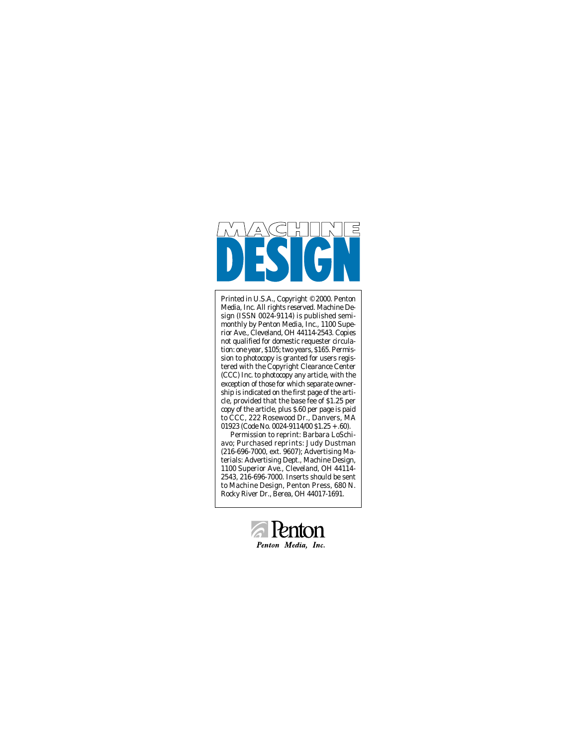# MACHINE DESIGN

Printed in U.S.A., Copyright © 2000. Penton Media, Inc. All rights reserved. Machine Design (ISSN 0024-9114) is published semimonthly by Penton Media, Inc., 1100 Superior Ave., Cleveland, OH 44114-2543. Copies not qualified for domestic requester circulation: one year, $105; two years, $165. Permission to photocopy is granted for users registered with the Copyright Clearance Center (CCC) Inc. to photocopy any article, with the exception of those for which separate ownership is indicated on the first page of the article, provided that the base fee of $1.25 per copy of the article, plus $.60 per page is paid to CCC, 222 Rosewood Dr., Danvers, MA 01923 (Code No. 0024-9114/00 $1.25 + .60).

Permission to reprint: Barbara LoSchiavo; Purchased reprints: Judy Dustman (216-696-7000, ext. 9607); Advertising Materials: Advertising Dept., Machine Design, 1100 Superior Ave., Cleveland, OH 44114-2543, 216-696-7000. Inserts should be sent to Machine Design, Penton Press, 680 N. Rocky River Dr., Berea, OH 44017-1691.

Penton

*Penton Media, Inc.*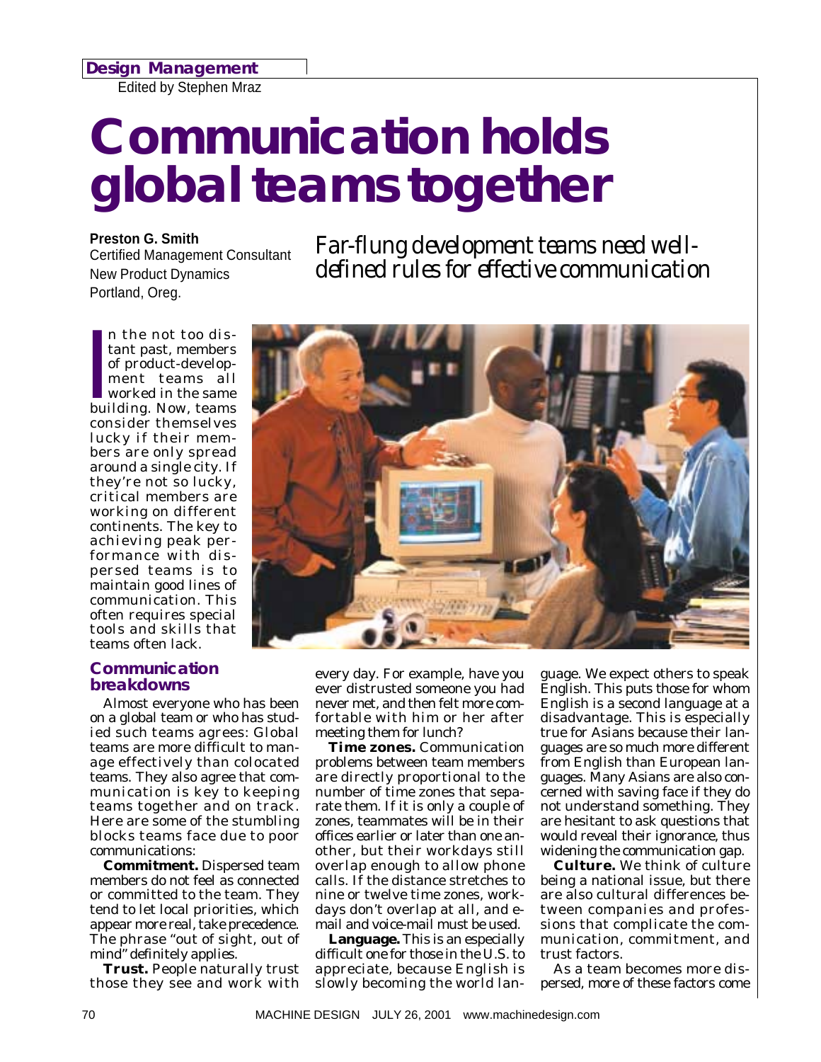**Design Management**

Edited by Stephen Mraz

# Communication holds global teams together

**Preston G. Smith**
Certified Management Consultant
New Product Dynamics
Portland, Oreg.

*Far-flung development teams need well-defined rules for effective communication*

In the not too distant past, members of product-development teams all worked in the same building. Now, teams consider themselves lucky if their members are only spread around a single city. If they're not so lucky, critical members are working on different continents. The key to achieving peak performance with dispersed teams is to maintain good lines of communication. This often requires special tools and skills that teams often lack.

## Communication breakdowns

Almost everyone who has been on a global team or who has studied such teams agrees: Global teams are more difficult to manage effectively than colocated teams. They also agree that communication is key to keeping teams together and on track. Here are some of the stumbling blocks teams face due to poor communications:

**Commitment.** Dispersed team members do not feel as connected or committed to the team. They tend to let local priorities, which appear more real, take precedence. The phrase "out of sight, out of mind" definitely applies.

**Trust.** People naturally trust those they see and work with every day. For example, have you ever distrusted someone you had never met, and then felt more comfortable with him or her after meeting them for lunch?

**Time zones.** Communication problems between team members are directly proportional to the number of time zones that separate them. If it is only a couple of zones, teammates will be in their offices earlier or later than one another, but their workdays still overlap enough to allow phone calls. If the distance stretches to nine or twelve time zones, workdays don't overlap at all, and e-mail and voice-mail must be used.

**Language.** This is an especially difficult one for those in the U.S. to appreciate, because English is slowly becoming the world language. We expect others to speak English. This puts those for whom English is a second language at a disadvantage. This is especially true for Asians because their languages are so much more different from English than European languages. Many Asians are also concerned with saving face if they do not understand something. They are hesitant to ask questions that would reveal their ignorance, thus widening the communication gap.

**Culture.** We think of culture being a national issue, but there are also cultural differences between companies and professions that complicate the communication, commitment, and trust factors.

As a team becomes more dispersed, more of these factors come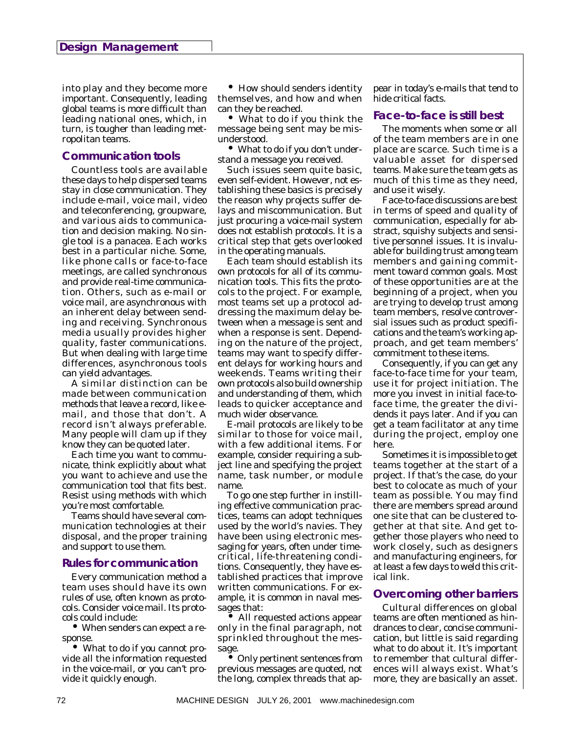into play and they become more important. Consequently, leading global teams is more difficult than leading national ones, which, in turn, is tougher than leading metropolitan teams.

## Communication tools

Countless tools are available these days to help dispersed teams stay in close communication. They include e-mail, voice mail, video and teleconferencing, groupware, and various aids to communication and decision making. No single tool is a panacea. Each works best in a particular niche. Some, like phone calls or face-to-face meetings, are called synchronous and provide real-time communication. Others, such as e-mail or voice mail, are asynchronous with an inherent delay between sending and receiving. Synchronous media usually provides higher quality, faster communications. But when dealing with large time differences, asynchronous tools can yield advantages.

A similar distinction can be made between communication methods that leave a record, like e-mail, and those that don't. A record isn't always preferable. Many people will clam up if they know they can be quoted later.

Each time you want to communicate, think explicitly about what you want to achieve and use the communication tool that fits best. Resist using methods with which you're most comfortable.

Teams should have several communication technologies at their disposal, and the proper training and support to use them.

## Rules for communication

Every communication method a team uses should have its own rules of use, often known as protocols. Consider voice mail. Its protocols could include:

- When senders can expect a response.
- What to do if you cannot provide all the information requested in the voice-mail, or you can't provide it quickly enough.
- How should senders identity themselves, and how and when can they be reached.
- What to do if you think the message being sent may be misunderstood.
- What to do if you don't understand a message you received.

Such issues seem quite basic, even self-evident. However, not establishing these basics is precisely the reason why projects suffer delays and miscommunication. But just procuring a voice-mail system does not establish protocols. It is a critical step that gets overlooked in the operating manuals.

Each team should establish its own protocols for all of its communication tools. This fits the protocols to the project. For example, most teams set up a protocol addressing the maximum delay between when a message is sent and when a response is sent. Depending on the nature of the project, teams may want to specify different delays for working hours and weekends. Teams writing their own protocols also build ownership and understanding of them, which leads to quicker acceptance and much wider observance.

E-mail protocols are likely to be similar to those for voice mail, with a few additional items. For example, consider requiring a subject line and specifying the project name, task number, or module name.

To go one step further in instilling effective communication practices, teams can adopt techniques used by the world's navies. They have been using electronic messaging for years, often under time-critical, life-threatening conditions. Consequently, they have established practices that improve written communications. For example, it is common in naval messages that:

- All requested actions appear only in the final paragraph, not sprinkled throughout the message.
- Only pertinent sentences from previous messages are quoted, not the long, complex threads that appear in today's e-mails that tend to hide critical facts.

## Face-to-face is still best

The moments when some or all of the team members are in one place are scarce. Such time is a valuable asset for dispersed teams. Make sure the team gets as much of this time as they need, and use it wisely.

Face-to-face discussions are best in terms of speed and quality of communication, especially for abstract, squishy subjects and sensitive personnel issues. It is invaluable for building trust among team members and gaining commitment toward common goals. Most of these opportunities are at the beginning of a project, when you are trying to develop trust among team members, resolve controversial issues such as product specifications and the team's working approach, and get team members' commitment to these items.

Consequently, if you can get any face-to-face time for your team, use it for project initiation. The more you invest in initial face-to-face time, the greater the dividends it pays later. And if you can get a team facilitator at any time during the project, employ one here.

Sometimes it is impossible to get teams together at the start of a project. If that's the case, do your best to colocate as much of your team as possible. You may find there are members spread around one site that can be clustered together at that site. And get together those players who need to work closely, such as designers and manufacturing engineers, for at least a few days to weld this critical link.

## Overcoming other barriers

Cultural differences on global teams are often mentioned as hindrances to clear, concise communication, but little is said regarding what to do about it. It's important to remember that cultural differences will always exist. What's more, they are basically an asset.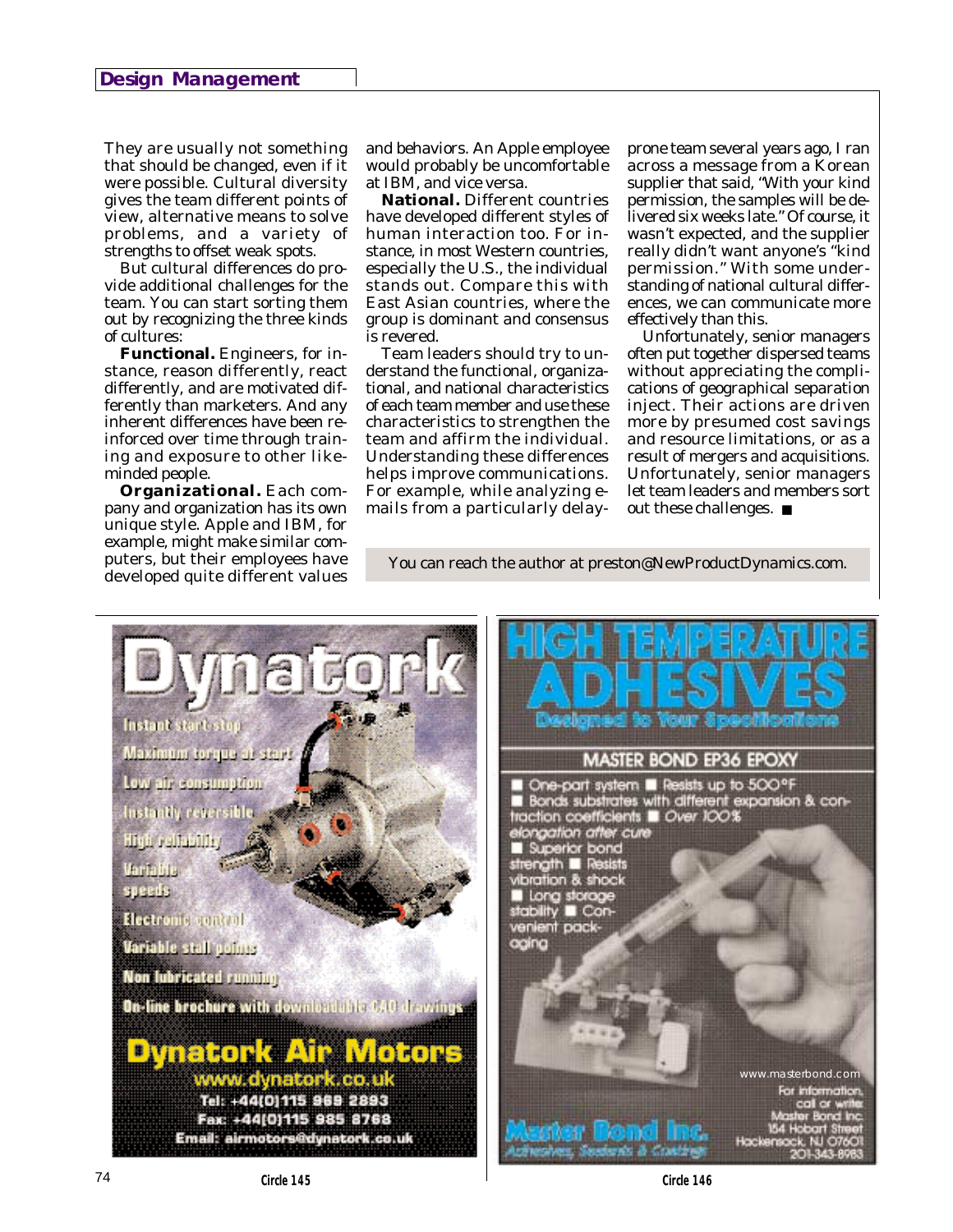They are usually not something that should be changed, even if it were possible. Cultural diversity gives the team different points of view, alternative means to solve problems, and a variety of strengths to offset weak spots.

But cultural differences do provide additional challenges for the team. You can start sorting them out by recognizing the three kinds of cultures:

**Functional.** Engineers, for instance, reason differently, react differently, and are motivated differently than marketers. And any inherent differences have been reinforced over time through training and exposure to other like-minded people.

**Organizational.** Each company and organization has its own unique style. Apple and IBM, for example, might make similar computers, but their employees have developed quite different values and behaviors. An Apple employee would probably be uncomfortable at IBM, and vice versa.

**National.** Different countries have developed different styles of human interaction too. For instance, in most Western countries, especially the U.S., the individual stands out. Compare this with East Asian countries, where the group is dominant and consensus is revered.

Team leaders should try to understand the functional, organizational, and national characteristics of each team member and use these characteristics to strengthen the team and affirm the individual. Understanding these differences helps improve communications. For example, while analyzing e-mails from a particularly delay-prone team several years ago, I ran across a message from a Korean supplier that said, "With your kind permission, the samples will be delivered six weeks late." Of course, it wasn't expected, and the supplier really didn't want anyone's "kind permission." With some understanding of national cultural differences, we can communicate more effectively than this.

Unfortunately, senior managers often put together dispersed teams without appreciating the complications of geographical separation inject. Their actions are driven more by presumed cost savings and resource limitations, or as a result of mergers and acquisitions. Unfortunately, senior managers let team leaders and members sort out these challenges. ■

You can reach the author at preston@NewProductDynamics.com.

Dynatork

Instant start/stop
Maximum torque at start
Low air consumption
Instantly reversible
High reliability
Variable speeds
Electronic control
Variable stall points
Non lubricated running
On-line brochure with downloadable CAD drawings

Dynatork Air Motors
www.dynatork.co.uk
Tel: +44(0)115 969 2893
Fax: +44(0)115 985 8768
Email: airmotors@dynatork.co.uk

Circle 145

HIGH TEMPERATURE ADHESIVES
Designed to Your Specifications

MASTER BOND EP36 EPOXY

■ One-part system ■ Resists up to 500°F ■ Bonds substrates with different expansion & contraction coefficients ■ Over 100% elongation after cure ■ Superior bond strength ■ Resists vibration & shock ■ Long storage stability ■ Convenient packaging

www.masterbond.com
For information, call or write:
Master Bond Inc.
154 Hobart Street
Hackensack, NJ 07601
201-343-8983

Master Bond Inc.
Adhesives, Sealants & Coatings

Circle 146